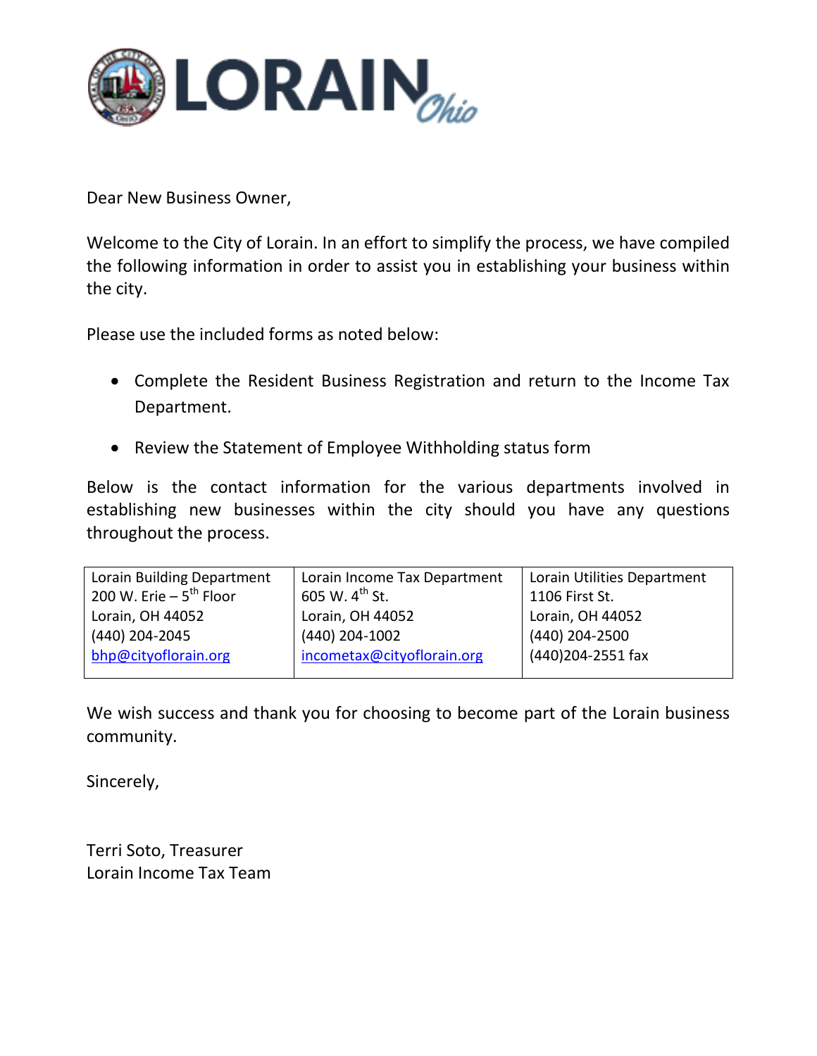# LORAIN *Ohio*

Dear New Business Owner,

Welcome to the City of Lorain. In an effort to simplify the process, we have compiled the following information in order to assist you in establishing your business within the city.

Please use the included forms as noted below:

- Complete the Resident Business Registration and return to the Income Tax Department.
- Review the Statement of Employee Withholding status form

Below is the contact information for the various departments involved in establishing new businesses within the city should you have any questions throughout the process.

| Lorain Building Department | Lorain Income Tax Department | Lorain Utilities Department |
|---|---|---|
| 200 W. Erie – 5th Floor | 605 W. 4th St. | 1106 First St. |
| Lorain, OH 44052 | Lorain, OH 44052 | Lorain, OH 44052 |
| (440) 204-2045 | (440) 204-1002 | (440) 204-2500 |
| bhp@cityoflorain.org | incometax@cityoflorain.org | (440)204-2551 fax |

We wish success and thank you for choosing to become part of the Lorain business community.

Sincerely,

Terri Soto, Treasurer
Lorain Income Tax Team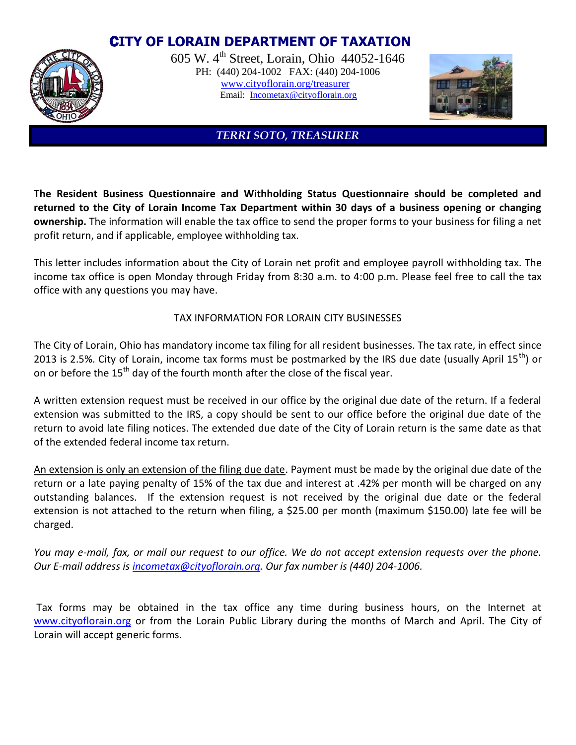# CITY OF LORAIN DEPARTMENT OF TAXATION

605 W. 4th Street, Lorain, Ohio 44052-1646
PH: (440) 204-1002 FAX: (440) 204-1006
www.cityoflorain.org/treasurer
Email: Incometax@cityoflorain.org

*TERRI SOTO, TREASURER*

**The Resident Business Questionnaire and Withholding Status Questionnaire should be completed and returned to the City of Lorain Income Tax Department within 30 days of a business opening or changing ownership.** The information will enable the tax office to send the proper forms to your business for filing a net profit return, and if applicable, employee withholding tax.

This letter includes information about the City of Lorain net profit and employee payroll withholding tax. The income tax office is open Monday through Friday from 8:30 a.m. to 4:00 p.m. Please feel free to call the tax office with any questions you may have.

TAX INFORMATION FOR LORAIN CITY BUSINESSES

The City of Lorain, Ohio has mandatory income tax filing for all resident businesses. The tax rate, in effect since 2013 is 2.5%. City of Lorain, income tax forms must be postmarked by the IRS due date (usually April 15th) or on or before the 15th day of the fourth month after the close of the fiscal year.

A written extension request must be received in our office by the original due date of the return. If a federal extension was submitted to the IRS, a copy should be sent to our office before the original due date of the return to avoid late filing notices. The extended due date of the City of Lorain return is the same date as that of the extended federal income tax return.

An extension is only an extension of the filing due date. Payment must be made by the original due date of the return or a late paying penalty of 15% of the tax due and interest at .42% per month will be charged on any outstanding balances. If the extension request is not received by the original due date or the federal extension is not attached to the return when filing, a $25.00 per month (maximum $150.00) late fee will be charged.

*You may e-mail, fax, or mail our request to our office. We do not accept extension requests over the phone. Our E-mail address is incometax@cityoflorain.org. Our fax number is (440) 204-1006.*

Tax forms may be obtained in the tax office any time during business hours, on the Internet at www.cityoflorain.org or from the Lorain Public Library during the months of March and April. The City of Lorain will accept generic forms.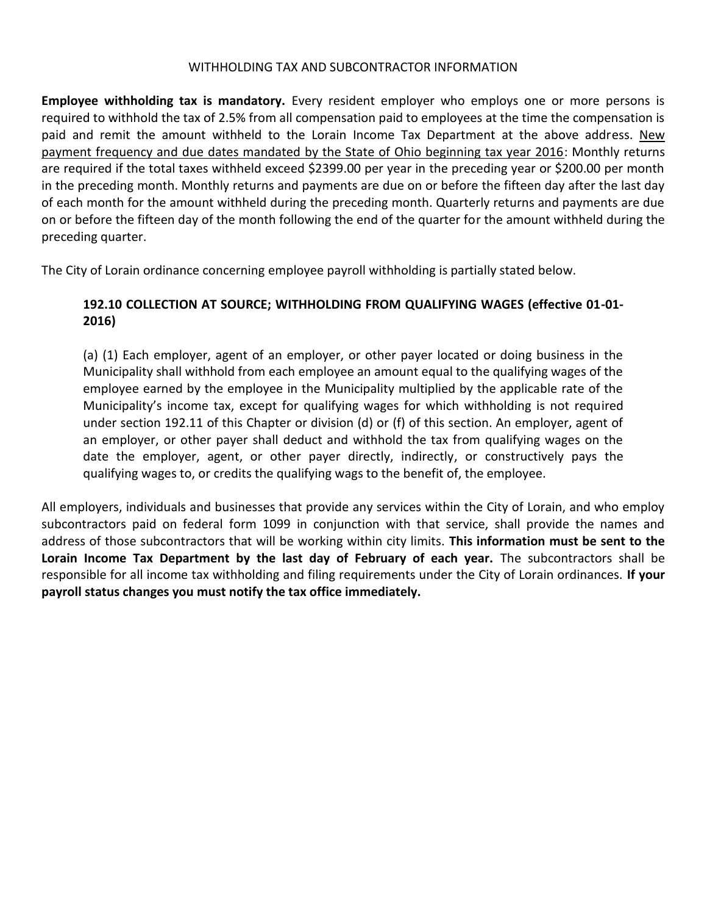## WITHHOLDING TAX AND SUBCONTRACTOR INFORMATION

**Employee withholding tax is mandatory.** Every resident employer who employs one or more persons is required to withhold the tax of 2.5% from all compensation paid to employees at the time the compensation is paid and remit the amount withheld to the Lorain Income Tax Department at the above address. <u>New payment frequency and due dates mandated by the State of Ohio beginning tax year 2016</u>: Monthly returns are required if the total taxes withheld exceed $2399.00 per year in the preceding year or $200.00 per month in the preceding month. Monthly returns and payments are due on or before the fifteen day after the last day of each month for the amount withheld during the preceding month. Quarterly returns and payments are due on or before the fifteen day of the month following the end of the quarter for the amount withheld during the preceding quarter.

The City of Lorain ordinance concerning employee payroll withholding is partially stated below.

> **192.10 COLLECTION AT SOURCE; WITHHOLDING FROM QUALIFYING WAGES (effective 01-01-2016)**
>
> (a) (1) Each employer, agent of an employer, or other payer located or doing business in the Municipality shall withhold from each employee an amount equal to the qualifying wages of the employee earned by the employee in the Municipality multiplied by the applicable rate of the Municipality's income tax, except for qualifying wages for which withholding is not required under section 192.11 of this Chapter or division (d) or (f) of this section. An employer, agent of an employer, or other payer shall deduct and withhold the tax from qualifying wages on the date the employer, agent, or other payer directly, indirectly, or constructively pays the qualifying wages to, or credits the qualifying wags to the benefit of, the employee.

All employers, individuals and businesses that provide any services within the City of Lorain, and who employ subcontractors paid on federal form 1099 in conjunction with that service, shall provide the names and address of those subcontractors that will be working within city limits. **This information must be sent to the Lorain Income Tax Department by the last day of February of each year.** The subcontractors shall be responsible for all income tax withholding and filing requirements under the City of Lorain ordinances. **If your payroll status changes you must notify the tax office immediately.**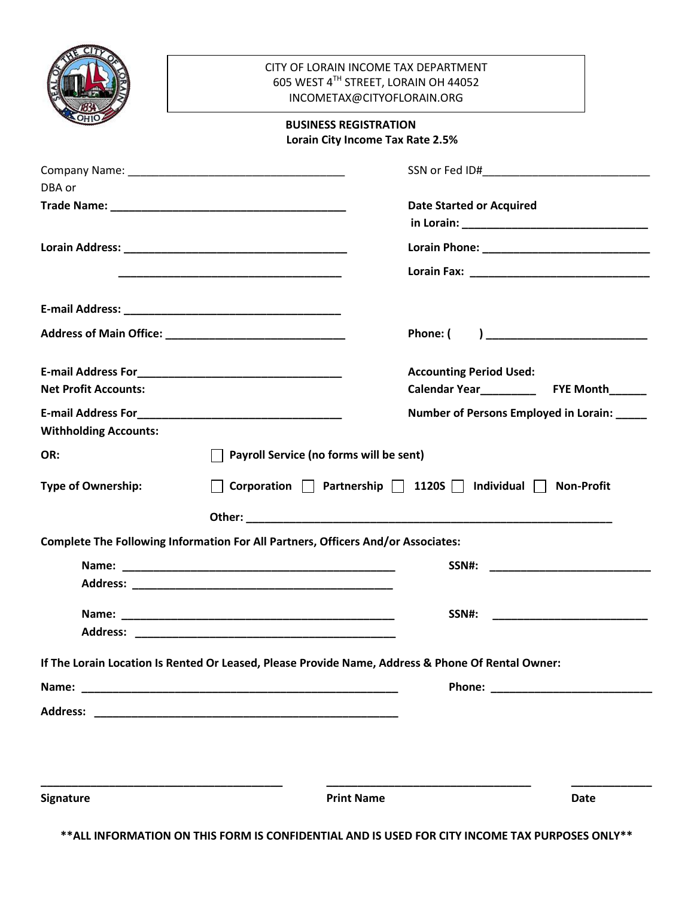CITY OF LORAIN INCOME TAX DEPARTMENT
605 WEST 4TH STREET, LORAIN OH 44052
INCOMETAX@CITYOFLORAIN.ORG

**BUSINESS REGISTRATION**
**Lorain City Income Tax Rate 2.5%**

Company Name: ___________________________________

SSN or Fed ID#___________________________

DBA or
**Trade Name: ______________________________________**

**Date Started or Acquired in Lorain: ______________________________**

**Lorain Address: ____________________________________**

**____________________________________**

**Lorain Phone: ___________________________**

**Lorain Fax: _____________________________**

**E-mail Address: ___________________________________**

**Address of Main Office: _____________________________**

**Phone: ( ) _________________________**

**E-mail Address For Net Profit Accounts: ________________________________**

**Accounting Period Used:**
**Calendar Year_________ FYE Month______**

**E-mail Address For Withholding Accounts: ________________________________**

**Number of Persons Employed in Lorain: _____**

**OR:** ☐ **Payroll Service (no forms will be sent)**

**Type of Ownership:** ☐ **Corporation** ☐ **Partnership** ☐ **1120S** ☐ **Individual** ☐ **Non-Profit**

**Other: __________________________________________________________**

**Complete The Following Information For All Partners, Officers And/or Associates:**

**Name: ______________________________________________** **SSN#: __________________________**
**Address: ____________________________________________**

**Name: ______________________________________________** **SSN#: __________________________**
**Address: ____________________________________________**

**If The Lorain Location Is Rented Or Leased, Please Provide Name, Address & Phone Of Rental Owner:**

**Name: ____________________________________________________** **Phone: __________________________**

**Address: __________________________________________________**

_______________________________________ _________________________________ _____________
**Signature** **Print Name** **Date**

****ALL INFORMATION ON THIS FORM IS CONFIDENTIAL AND IS USED FOR CITY INCOME TAX PURPOSES ONLY****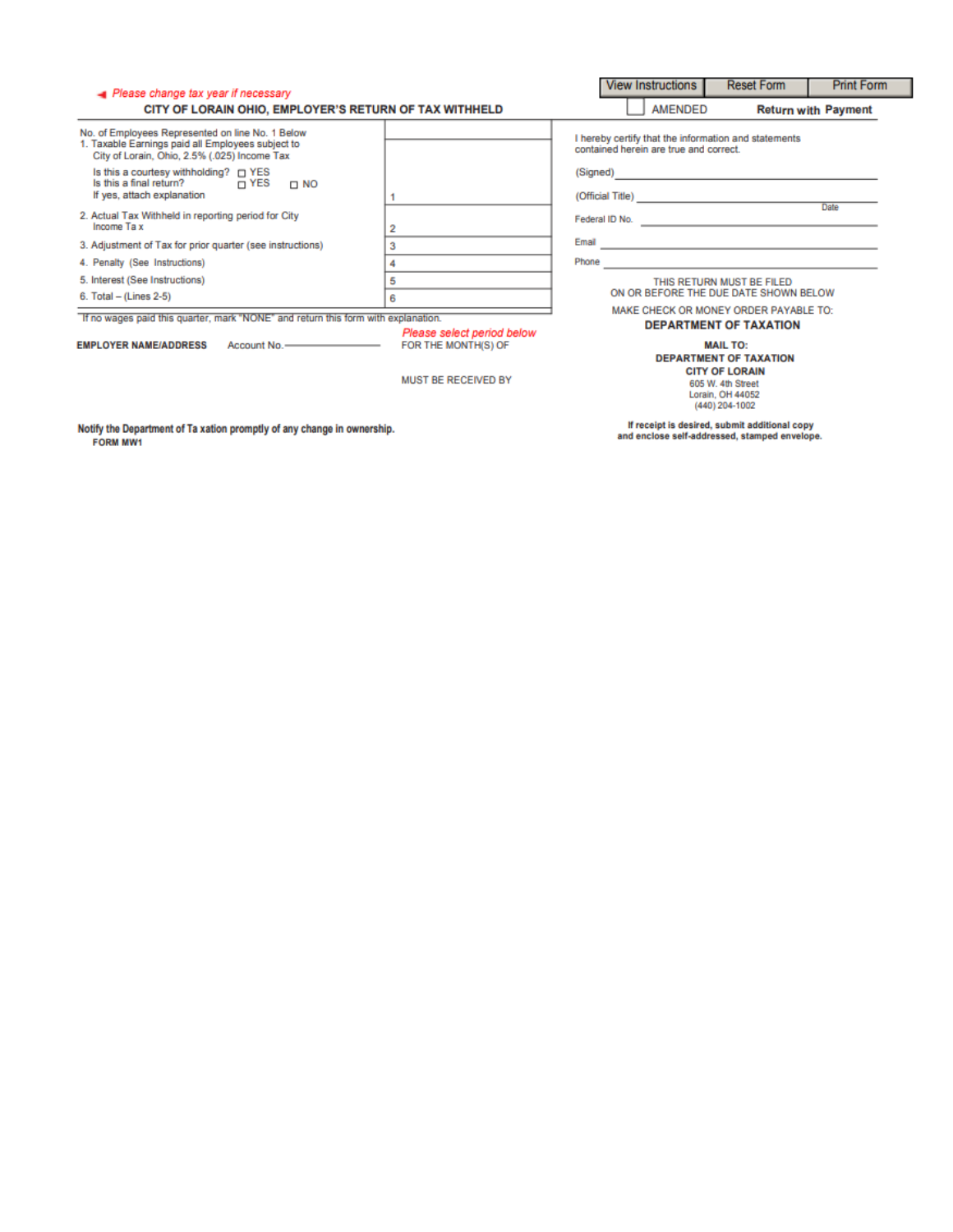View Instructions | Reset Form | Print Form

*Please change tax year if necessary*

## CITY OF LORAIN OHIO, EMPLOYER'S RETURN OF TAX WITHHELD

☐ AMENDED **Return with Payment**

| | |
|---|---|
| No. of Employees Represented on line No. 1 Below | |
| 1. Taxable Earnings paid all Employees subject to City of Lorain, Ohio, 2.5% (.025) Income Tax<br>Is this a courtesy withholding? ☐ YES<br>Is this a final return? ☐ YES ☐ NO<br>If yes, attach explanation | 1 |
| 2. Actual Tax Withheld in reporting period for City Income Ta x | 2 |
| 3. Adjustment of Tax for prior quarter (see instructions) | 3 |
| 4. Penalty (See Instructions) | 4 |
| 5. Interest (See Instructions) | 5 |
| 6. Total – (Lines 2-5) | 6 |

"If no wages paid this quarter, mark "NONE" and return this form with explanation.

I hereby certify that the information and statements contained herein are true and correct.

(Signed) ______________________

(Official Title) ______________________ Date

Federal ID No. ______________________

Email ______________________

Phone ______________________

**EMPLOYER NAME/ADDRESS** Account No. ____________

*Please select period below*

FOR THE MONTH(S) OF

MUST BE RECEIVED BY

THIS RETURN MUST BE FILED
ON OR BEFORE THE DUE DATE SHOWN BELOW

MAKE CHECK OR MONEY ORDER PAYABLE TO:
**DEPARTMENT OF TAXATION**

**MAIL TO:**
**DEPARTMENT OF TAXATION**
**CITY OF LORAIN**
605 W. 4th Street
Lorain, OH 44052
(440) 204-1002

**If receipt is desired, submit additional copy and enclose self-addressed, stamped envelope.**

**Notify the Department of Ta xation promptly of any change in ownership.**

**FORM MW1**